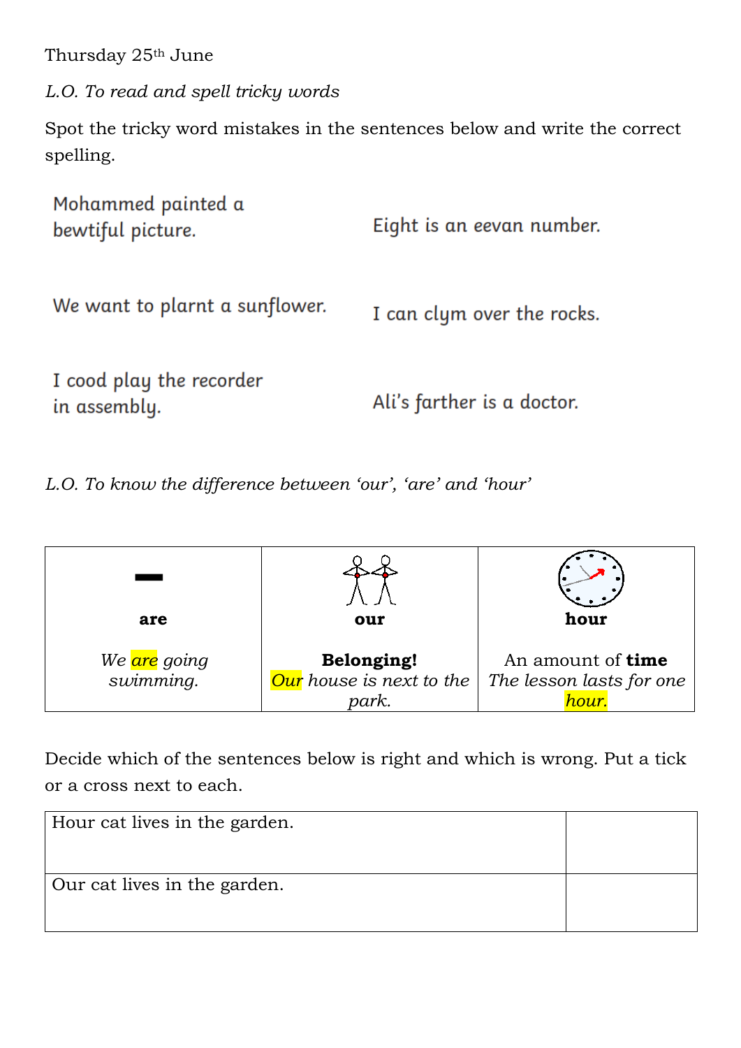Thursday 25th June

*L.O. To read and spell tricky words*

Spot the tricky word mistakes in the sentences below and write the correct spelling.

Mohammed painted a bewtiful picture.

Eight is an eevan number.

We want to plarnt a sunflower.

I can clym over the rocks.

I cood play the recorder in assembly.

Ali's farther is a doctor.

*L.O. To know the difference between 'our', 'are' and 'hour'*

| **are** | **our** | **hour** |
|---|---|---|
| *We are going swimming.* | **Belonging!** *Our house is next to the park.* | An amount of **time** *The lesson lasts for one hour.* |

Decide which of the sentences below is right and which is wrong. Put a tick or a cross next to each.

| | |
|---|---|
| Hour cat lives in the garden. | |
| Our cat lives in the garden. | |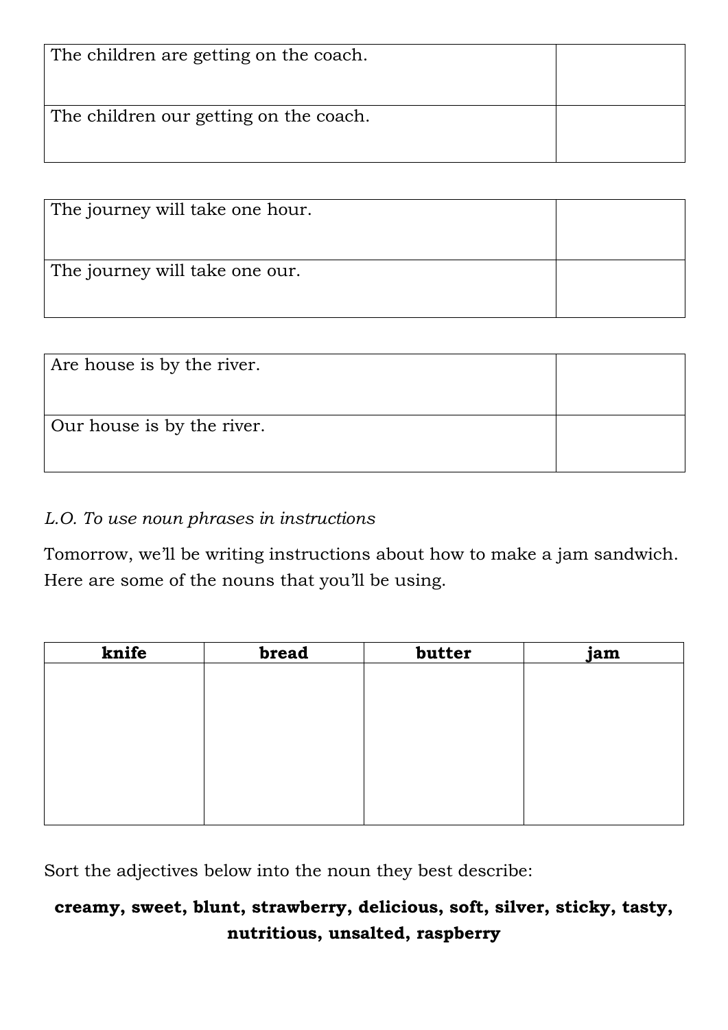| The children are getting on the coach. | |
| --- | --- |
| The children our getting on the coach. | |

| The journey will take one hour. | |
| --- | --- |
| The journey will take one our. | |

| Are house is by the river. | |
| --- | --- |
| Our house is by the river. | |

*L.O. To use noun phrases in instructions*

Tomorrow, we'll be writing instructions about how to make a jam sandwich. Here are some of the nouns that you'll be using.

| knife | bread | butter | jam |
| --- | --- | --- | --- |
| | | | |

Sort the adjectives below into the noun they best describe:

**creamy, sweet, blunt, strawberry, delicious, soft, silver, sticky, tasty, nutritious, unsalted, raspberry**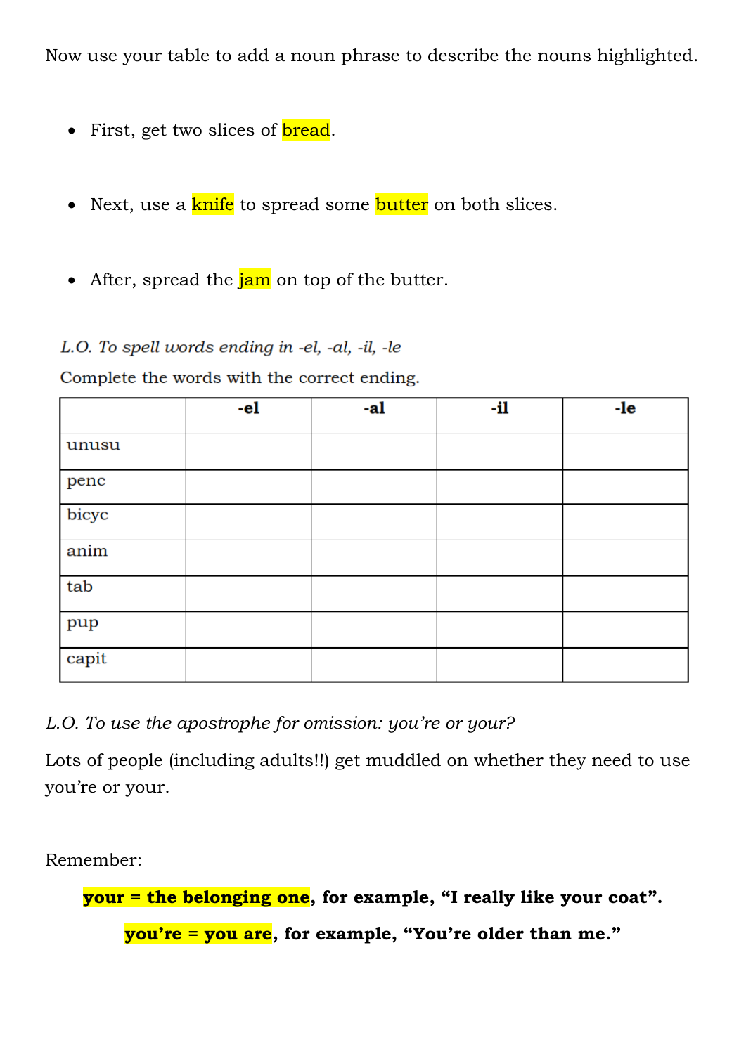Now use your table to add a noun phrase to describe the nouns highlighted.

- First, get two slices of bread.
- Next, use a knife to spread some butter on both slices.
- After, spread the jam on top of the butter.

*L.O. To spell words ending in -el, -al, -il, -le*

Complete the words with the correct ending.

| | -el | -al | -il | -le |
|---|---|---|---|---|
| unusu | | | | |
| penc | | | | |
| bicyc | | | | |
| anim | | | | |
| tab | | | | |
| pup | | | | |
| capit | | | | |

*L.O. To use the apostrophe for omission: you're or your?*

Lots of people (including adults!!) get muddled on whether they need to use you're or your.

Remember:

**your = the belonging one, for example, "I really like your coat".**

**you're = you are, for example, "You're older than me."**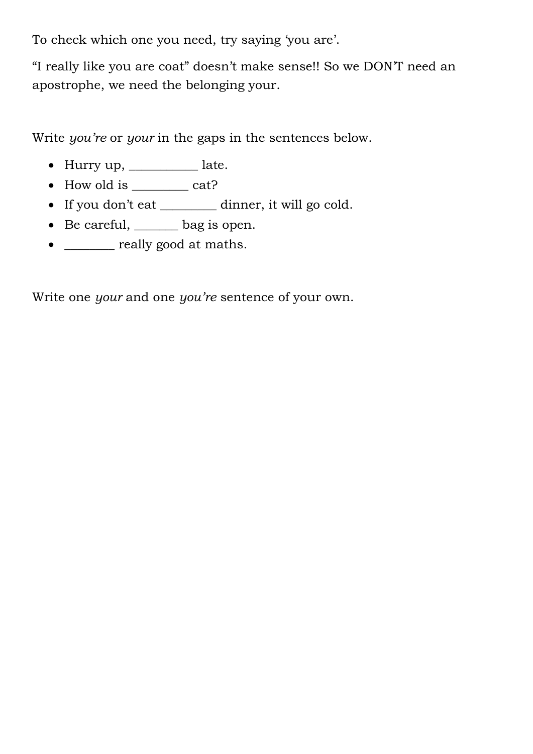To check which one you need, try saying 'you are'.

"I really like you are coat" doesn't make sense!! So we DON'T need an apostrophe, we need the belonging your.

Write *you're* or *your* in the gaps in the sentences below.

- Hurry up, __________ late.
- How old is ________ cat?
- If you don't eat ________ dinner, it will go cold.
- Be careful, _______ bag is open.
- ________ really good at maths.

Write one *your* and one *you're* sentence of your own.